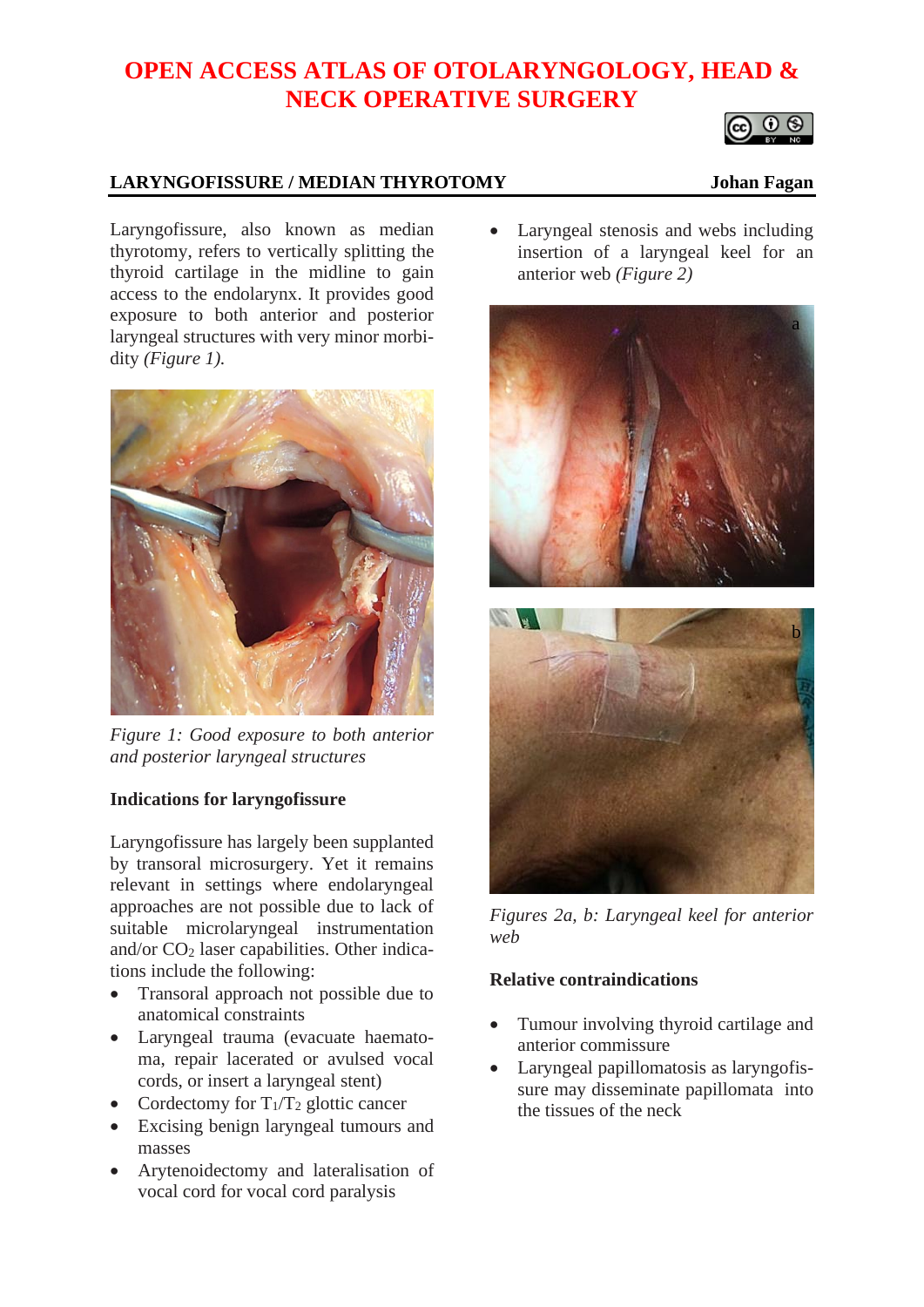# OPEN ACCESS ATLAS OF OTOLARYNGOLOGY, HEAD & NECK OPERATIVE SURGERY

## LARYNGOFISSURE / MEDIAN THYROTOMY

**Johan Fagan**

Laryngofissure, also known as median thyrotomy, refers to vertically splitting the thyroid cartilage in the midline to gain access to the endolarynx. It provides good exposure to both anterior and posterior laryngeal structures with very minor morbidity *(Figure 1).*

*Figure 1: Good exposure to both anterior and posterior laryngeal structures*

### Indications for laryngofissure

Laryngofissure has largely been supplanted by transoral microsurgery. Yet it remains relevant in settings where endolaryngeal approaches are not possible due to lack of suitable microlaryngeal instrumentation and/or $CO_2$ laser capabilities. Other indications include the following:

- Transoral approach not possible due to anatomical constraints
- Laryngeal trauma (evacuate haematoma, repair lacerated or avulsed vocal cords, or insert a laryngeal stent)
- Cordectomy for $T_1$/$T_2$ glottic cancer
- Excising benign laryngeal tumours and masses
- Arytenoidectomy and lateralisation of vocal cord for vocal cord paralysis
- Laryngeal stenosis and webs including insertion of a laryngeal keel for an anterior web *(Figure 2)*

*Figures 2a, b: Laryngeal keel for anterior web*

### Relative contraindications

- Tumour involving thyroid cartilage and anterior commissure
- Laryngeal papillomatosis as laryngofissure may disseminate papillomata into the tissues of the neck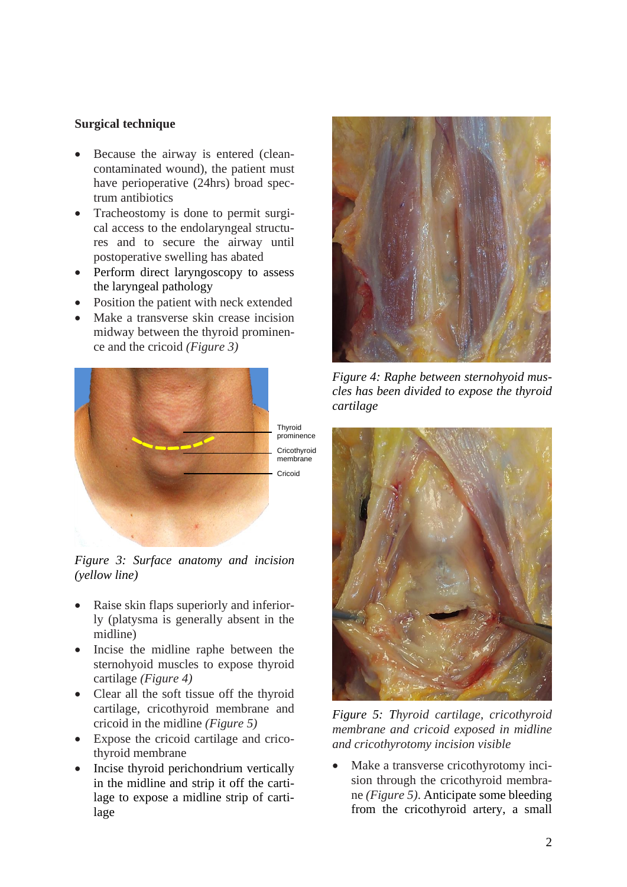**Surgical technique**

- Because the airway is entered (clean-contaminated wound), the patient must have perioperative (24hrs) broad spectrum antibiotics
- Tracheostomy is done to permit surgical access to the endolaryngeal structures and to secure the airway until postoperative swelling has abated
- Perform direct laryngoscopy to assess the laryngeal pathology
- Position the patient with neck extended
- Make a transverse skin crease incision midway between the thyroid prominence and the cricoid *(Figure 3)*

Thyroid prominence

Cricothyroid membrane

Cricoid

*Figure 3: Surface anatomy and incision (yellow line)*

- Raise skin flaps superiorly and inferiorly (platysma is generally absent in the midline)
- Incise the midline raphe between the sternohyoid muscles to expose thyroid cartilage *(Figure 4)*
- Clear all the soft tissue off the thyroid cartilage, cricothyroid membrane and cricoid in the midline *(Figure 5)*
- Expose the cricoid cartilage and cricothyroid membrane
- Incise thyroid perichondrium vertically in the midline and strip it off the cartilage to expose a midline strip of cartilage

*Figure 4: Raphe between sternohyoid muscles has been divided to expose the thyroid cartilage*

*Figure 5: Thyroid cartilage, cricothyroid membrane and cricoid exposed in midline and cricothyrotomy incision visible*

- Make a transverse cricothyrotomy incision through the cricothyroid membrane *(Figure 5)*. Anticipate some bleeding from the cricothyroid artery, a small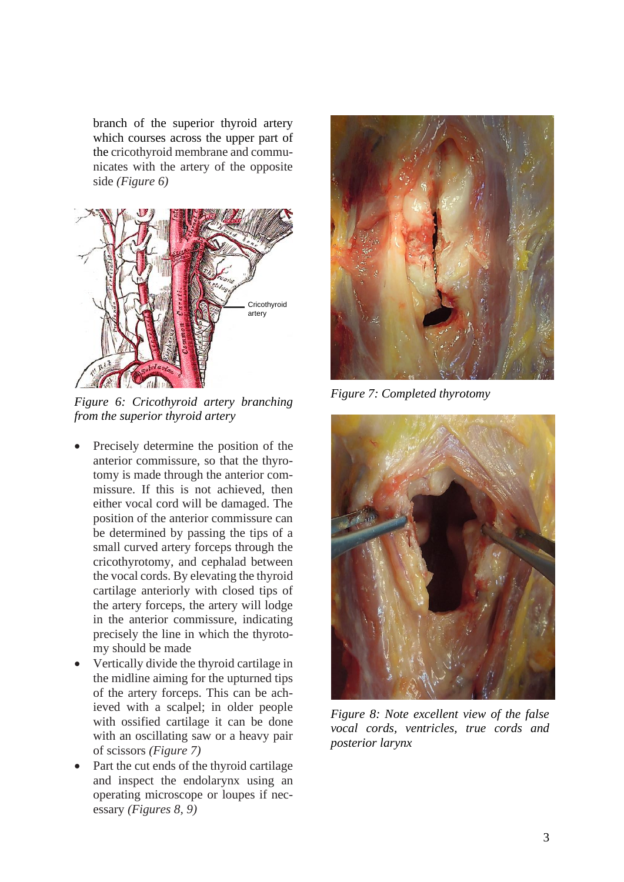branch of the superior thyroid artery which courses across the upper part of the cricothyroid membrane and communicates with the artery of the opposite side *(Figure 6)*

*Figure 6: Cricothyroid artery branching from the superior thyroid artery*

- Precisely determine the position of the anterior commissure, so that the thyrotomy is made through the anterior commissure. If this is not achieved, then either vocal cord will be damaged. The position of the anterior commissure can be determined by passing the tips of a small curved artery forceps through the cricothyrotomy, and cephalad between the vocal cords. By elevating the thyroid cartilage anteriorly with closed tips of the artery forceps, the artery will lodge in the anterior commissure, indicating precisely the line in which the thyrotomy should be made
- Vertically divide the thyroid cartilage in the midline aiming for the upturned tips of the artery forceps. This can be achieved with a scalpel; in older people with ossified cartilage it can be done with an oscillating saw or a heavy pair of scissors *(Figure 7)*
- Part the cut ends of the thyroid cartilage and inspect the endolarynx using an operating microscope or loupes if necessary *(Figures 8, 9)*

*Figure 7: Completed thyrotomy*

*Figure 8: Note excellent view of the false vocal cords, ventricles, true cords and posterior larynx*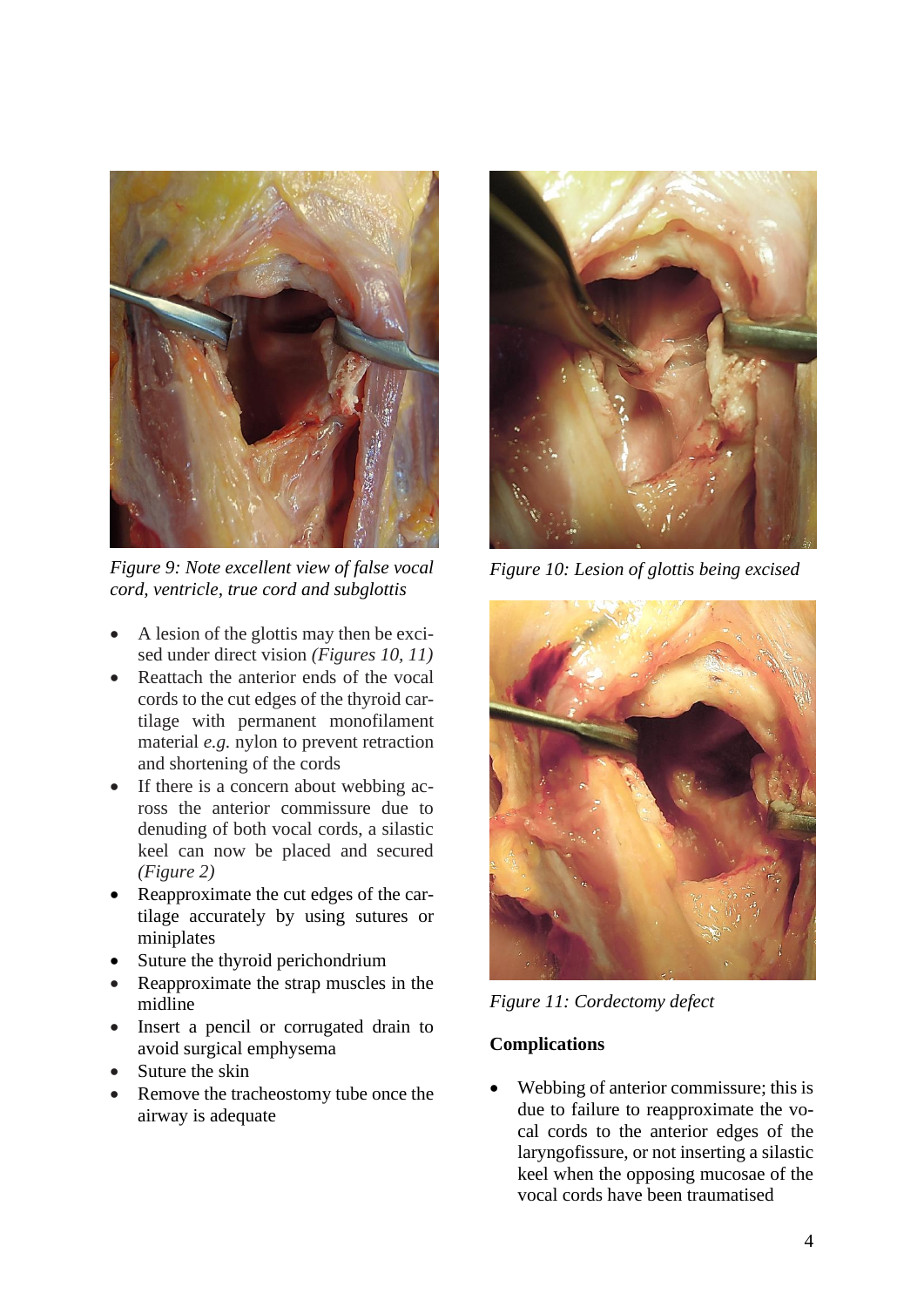*Figure 9: Note excellent view of false vocal cord, ventricle, true cord and subglottis*

- A lesion of the glottis may then be excised under direct vision *(Figures 10, 11)*
- Reattach the anterior ends of the vocal cords to the cut edges of the thyroid cartilage with permanent monofilament material *e.g.* nylon to prevent retraction and shortening of the cords
- If there is a concern about webbing across the anterior commissure due to denuding of both vocal cords, a silastic keel can now be placed and secured *(Figure 2)*
- Reapproximate the cut edges of the cartilage accurately by using sutures or miniplates
- Suture the thyroid perichondrium
- Reapproximate the strap muscles in the midline
- Insert a pencil or corrugated drain to avoid surgical emphysema
- Suture the skin
- Remove the tracheostomy tube once the airway is adequate

*Figure 10: Lesion of glottis being excised*

*Figure 11: Cordectomy defect*

**Complications**

- Webbing of anterior commissure; this is due to failure to reapproximate the vocal cords to the anterior edges of the laryngofissure, or not inserting a silastic keel when the opposing mucosae of the vocal cords have been traumatised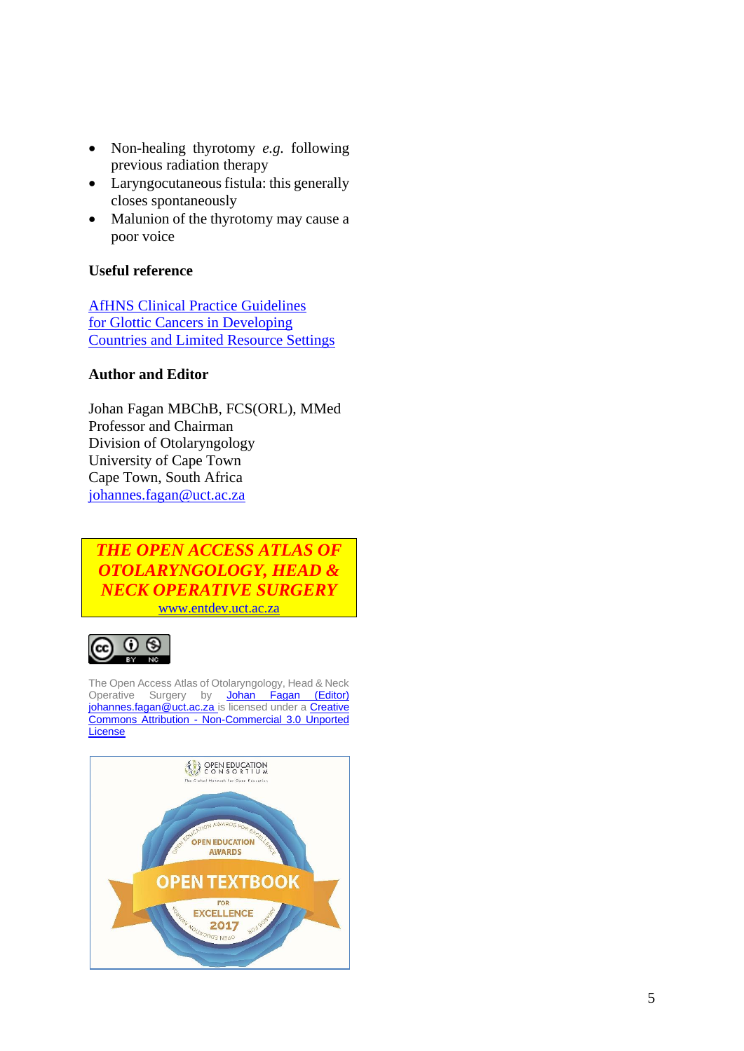- Non-healing thyrotomy *e.g.* following previous radiation therapy
- Laryngocutaneous fistula: this generally closes spontaneously
- Malunion of the thyrotomy may cause a poor voice

**Useful reference**

[AfHNS Clinical Practice Guidelines for Glottic Cancers in Developing Countries and Limited Resource Settings]

**Author and Editor**

Johan Fagan MBChB, FCS(ORL), MMed
Professor and Chairman
Division of Otolaryngology
University of Cape Town
Cape Town, South Africa
johannes.fagan@uct.ac.za

***THE OPEN ACCESS ATLAS OF OTOLARYNGOLOGY, HEAD & NECK OPERATIVE SURGERY***
www.entdev.uct.ac.za

The Open Access Atlas of Otolaryngology, Head & Neck Operative Surgery by Johan Fagan (Editor) johannes.fagan@uct.ac.za is licensed under a Creative Commons Attribution - Non-Commercial 3.0 Unported License